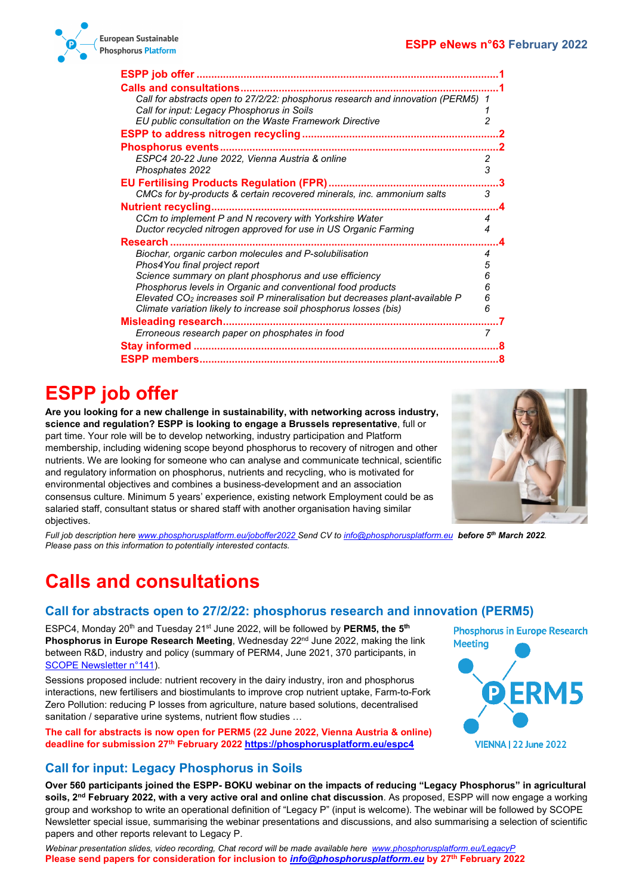**ESPP eNews n°63 February 2022**

| | |
|---|---|
| **ESPP job offer** | **1** |
| **Calls and consultations** | **1** |
| *Call for abstracts open to 27/2/22: phosphorus research and innovation (PERM5)* | *1* |
| *Call for input: Legacy Phosphorus in Soils* | *1* |
| *EU public consultation on the Waste Framework Directive* | *2* |
| **ESPP to address nitrogen recycling** | **2** |
| **Phosphorus events** | **2** |
| *ESPC4 20-22 June 2022, Vienna Austria & online* | *2* |
| *Phosphates 2022* | *3* |
| **EU Fertilising Products Regulation (FPR)** | **3** |
| *CMCs for by-products & certain recovered minerals, inc. ammonium salts* | *3* |
| **Nutrient recycling** | **4** |
| *CCm to implement P and N recovery with Yorkshire Water* | *4* |
| *Ductor recycled nitrogen approved for use in US Organic Farming* | *4* |
| **Research** | **4** |
| *Biochar, organic carbon molecules and P-solubilisation* | *4* |
| *Phos4You final project report* | *5* |
| *Science summary on plant phosphorus and use efficiency* | *6* |
| *Phosphorus levels in Organic and conventional food products* | *6* |
| *Elevated $CO_2$ increases soil P mineralisation but decreases plant-available P* | *6* |
| *Climate variation likely to increase soil phosphorus losses (bis)* | *6* |
| **Misleading research** | **7** |
| *Erroneous research paper on phosphates in food* | *7* |
| **Stay informed** | **8** |
| **ESPP members** | **8** |

# ESPP job offer

**Are you looking for a new challenge in sustainability, with networking across industry, science and regulation? ESPP is looking to engage a Brussels representative**, full or part time. Your role will be to develop networking, industry participation and Platform membership, including widening scope beyond phosphorus to recovery of nitrogen and other nutrients. We are looking for someone who can analyse and communicate technical, scientific and regulatory information on phosphorus, nutrients and recycling, who is motivated for environmental objectives and combines a business-development and an association consensus culture. Minimum 5 years' experience, existing network Employment could be as salaried staff, consultant status or shared staff with another organisation having similar objectives.

*Full job description here www.phosphorusplatform.eu/joboffer2022 Send CV to info@phosphorusplatform.eu* ***before 5th March 2022****.*
*Please pass on this information to potentially interested contacts.*

# Calls and consultations

## Call for abstracts open to 27/2/22: phosphorus research and innovation (PERM5)

ESPC4, Monday 20th and Tuesday 21st June 2022, will be followed by **PERM5, the 5th Phosphorus in Europe Research Meeting**, Wednesday 22nd June 2022, making the link between R&D, industry and policy (summary of PERM4, June 2021, 370 participants, in SCOPE Newsletter n°141).

Sessions proposed include: nutrient recovery in the dairy industry, iron and phosphorus interactions, new fertilisers and biostimulants to improve crop nutrient uptake, Farm-to-Fork Zero Pollution: reducing P losses from agriculture, nature based solutions, decentralised sanitation / separative urine systems, nutrient flow studies …

**The call for abstracts is now open for PERM5 (22 June 2022, Vienna Austria & online) deadline for submission 27th February 2022 https://phosphorusplatform.eu/espc4**

## Call for input: Legacy Phosphorus in Soils

**Over 560 participants joined the ESPP- BOKU webinar on the impacts of reducing "Legacy Phosphorus" in agricultural soils, 2nd February 2022, with a very active oral and online chat discussion**. As proposed, ESPP will now engage a working group and workshop to write an operational definition of "Legacy P" (input is welcome). The webinar will be followed by SCOPE Newsletter special issue, summarising the webinar presentations and discussions, and also summarising a selection of scientific papers and other reports relevant to Legacy P.

*Webinar presentation slides, video recording, Chat record will be made available here www.phosphorusplatform.eu/LegacyP*
**Please send papers for consideration for inclusion to *info@phosphorusplatform.eu* by 27th February 2022**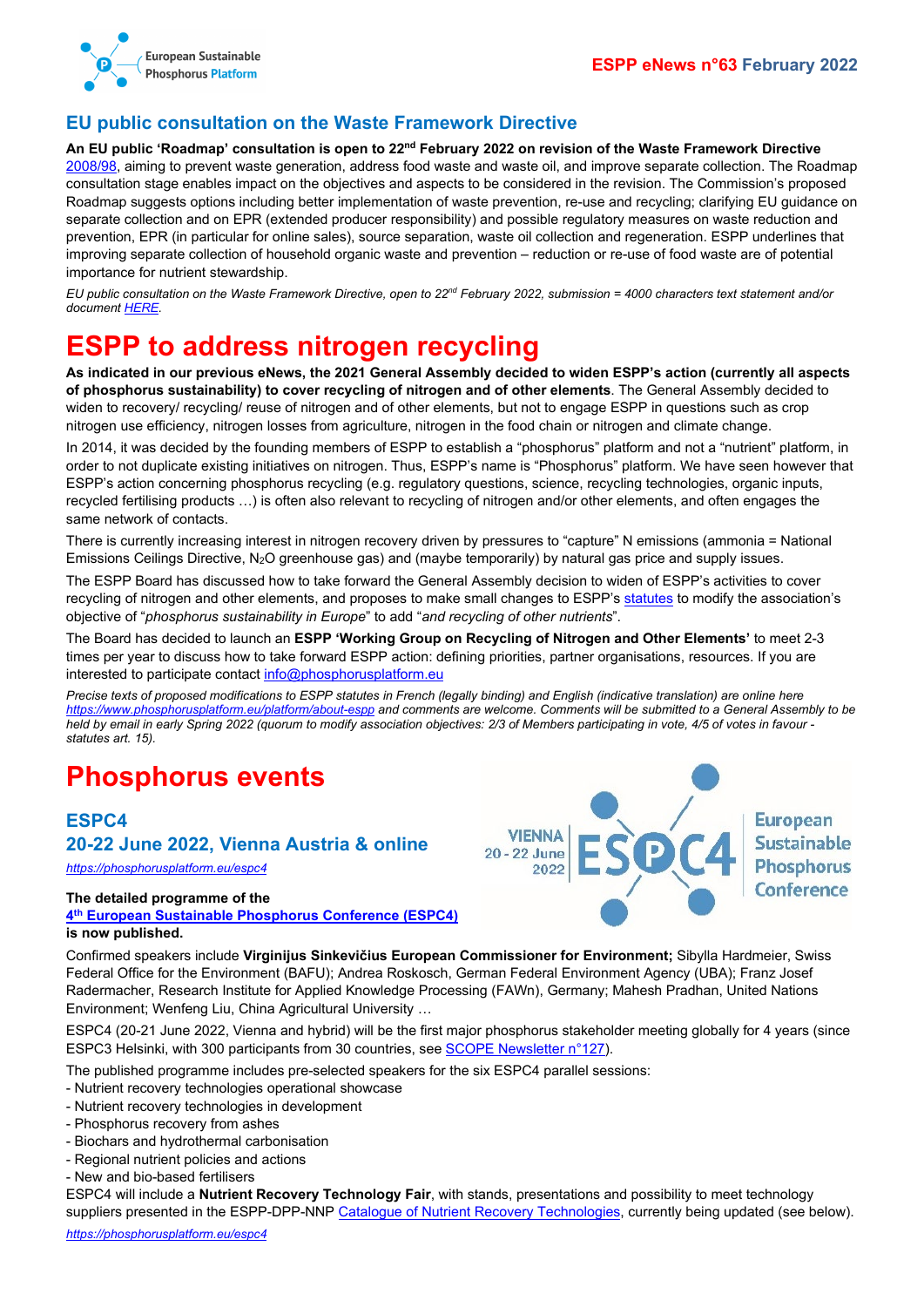## EU public consultation on the Waste Framework Directive

**An EU public 'Roadmap' consultation is open to 22nd February 2022 on revision of the Waste Framework Directive** 2008/98, aiming to prevent waste generation, address food waste and waste oil, and improve separate collection. The Roadmap consultation stage enables impact on the objectives and aspects to be considered in the revision. The Commission's proposed Roadmap suggests options including better implementation of waste prevention, re-use and recycling; clarifying EU guidance on separate collection and on EPR (extended producer responsibility) and possible regulatory measures on waste reduction and prevention, EPR (in particular for online sales), source separation, waste oil collection and regeneration. ESPP underlines that improving separate collection of household organic waste and prevention – reduction or re-use of food waste are of potential importance for nutrient stewardship.

*EU public consultation on the Waste Framework Directive, open to 22nd February 2022, submission = 4000 characters text statement and/or document HERE.*

# ESPP to address nitrogen recycling

**As indicated in our previous eNews, the 2021 General Assembly decided to widen ESPP's action (currently all aspects of phosphorus sustainability) to cover recycling of nitrogen and of other elements**. The General Assembly decided to widen to recovery/ recycling/ reuse of nitrogen and of other elements, but not to engage ESPP in questions such as crop nitrogen use efficiency, nitrogen losses from agriculture, nitrogen in the food chain or nitrogen and climate change.

In 2014, it was decided by the founding members of ESPP to establish a "phosphorus" platform and not a "nutrient" platform, in order to not duplicate existing initiatives on nitrogen. Thus, ESPP's name is "Phosphorus" platform. We have seen however that ESPP's action concerning phosphorus recycling (e.g. regulatory questions, science, recycling technologies, organic inputs, recycled fertilising products …) is often also relevant to recycling of nitrogen and/or other elements, and often engages the same network of contacts.

There is currently increasing interest in nitrogen recovery driven by pressures to "capture" N emissions (ammonia = National Emissions Ceilings Directive, $N_2O$ greenhouse gas) and (maybe temporarily) by natural gas price and supply issues.

The ESPP Board has discussed how to take forward the General Assembly decision to widen of ESPP's activities to cover recycling of nitrogen and other elements, and proposes to make small changes to ESPP's statutes to modify the association's objective of "*phosphorus sustainability in Europe*" to add "*and recycling of other nutrients*".

The Board has decided to launch an **ESPP 'Working Group on Recycling of Nitrogen and Other Elements'** to meet 2-3 times per year to discuss how to take forward ESPP action: defining priorities, partner organisations, resources. If you are interested to participate contact info@phosphorusplatform.eu

*Precise texts of proposed modifications to ESPP statutes in French (legally binding) and English (indicative translation) are online here https://www.phosphorusplatform.eu/platform/about-espp and comments are welcome. Comments will be submitted to a General Assembly to be held by email in early Spring 2022 (quorum to modify association objectives: 2/3 of Members participating in vote, 4/5 of votes in favour - statutes art. 15).*

# Phosphorus events

## ESPC4

## 20-22 June 2022, Vienna Austria & online

*https://phosphorusplatform.eu/espc4*

**The detailed programme of the 4th European Sustainable Phosphorus Conference (ESPC4) is now published.**

Confirmed speakers include **Virginijus Sinkevičius European Commissioner for Environment;** Sibylla Hardmeier, Swiss Federal Office for the Environment (BAFU); Andrea Roskosch, German Federal Environment Agency (UBA); Franz Josef Radermacher, Research Institute for Applied Knowledge Processing (FAWn), Germany; Mahesh Pradhan, United Nations Environment; Wenfeng Liu, China Agricultural University …

ESPC4 (20-21 June 2022, Vienna and hybrid) will be the first major phosphorus stakeholder meeting globally for 4 years (since ESPC3 Helsinki, with 300 participants from 30 countries, see SCOPE Newsletter n°127).

The published programme includes pre-selected speakers for the six ESPC4 parallel sessions:

- Nutrient recovery technologies operational showcase
- Nutrient recovery technologies in development
- Phosphorus recovery from ashes
- Biochars and hydrothermal carbonisation
- Regional nutrient policies and actions
- New and bio-based fertilisers

ESPC4 will include a **Nutrient Recovery Technology Fair**, with stands, presentations and possibility to meet technology suppliers presented in the ESPP-DPP-NNP Catalogue of Nutrient Recovery Technologies, currently being updated (see below).

*https://phosphorusplatform.eu/espc4*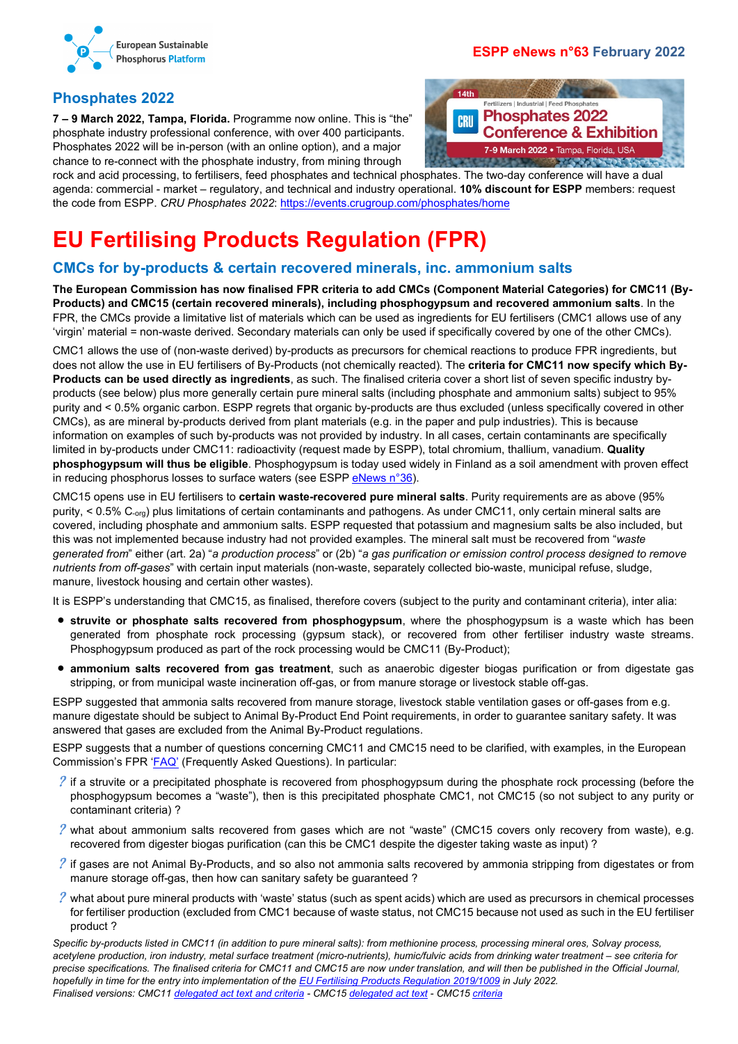## Phosphates 2022

**7 – 9 March 2022, Tampa, Florida.** Programme now online. This is "the" phosphate industry professional conference, with over 400 participants. Phosphates 2022 will be in-person (with an online option), and a major chance to re-connect with the phosphate industry, from mining through rock and acid processing, to fertilisers, feed phosphates and technical phosphates. The two-day conference will have a dual agenda: commercial - market – regulatory, and technical and industry operational. **10% discount for ESPP** members: request the code from ESPP. *CRU Phosphates 2022*: https://events.crugroup.com/phosphates/home

# EU Fertilising Products Regulation (FPR)

## CMCs for by-products & certain recovered minerals, inc. ammonium salts

**The European Commission has now finalised FPR criteria to add CMCs (Component Material Categories) for CMC11 (By-Products) and CMC15 (certain recovered minerals), including phosphogypsum and recovered ammonium salts**. In the FPR, the CMCs provide a limitative list of materials which can be used as ingredients for EU fertilisers (CMC1 allows use of any 'virgin' material = non-waste derived. Secondary materials can only be used if specifically covered by one of the other CMCs).

CMC1 allows the use of (non-waste derived) by-products as precursors for chemical reactions to produce FPR ingredients, but does not allow the use in EU fertilisers of By-Products (not chemically reacted). The **criteria for CMC11 now specify which By-Products can be used directly as ingredients**, as such. The finalised criteria cover a short list of seven specific industry by-products (see below) plus more generally certain pure mineral salts (including phosphate and ammonium salts) subject to 95% purity and < 0.5% organic carbon. ESPP regrets that organic by-products are thus excluded (unless specifically covered in other CMCs), as are mineral by-products derived from plant materials (e.g. in the paper and pulp industries). This is because information on examples of such by-products was not provided by industry. In all cases, certain contaminants are specifically limited in by-products under CMC11: radioactivity (request made by ESPP), total chromium, thallium, vanadium. **Quality phosphogypsum will thus be eligible**. Phosphogypsum is today used widely in Finland as a soil amendment with proven effect in reducing phosphorus losses to surface waters (see ESPP eNews n°36).

CMC15 opens use in EU fertilisers to **certain waste-recovered pure mineral salts**. Purity requirements are as above (95% purity, < 0.5% $C_{org}$) plus limitations of certain contaminants and pathogens. As under CMC11, only certain mineral salts are covered, including phosphate and ammonium salts. ESPP requested that potassium and magnesium salts be also included, but this was not implemented because industry had not provided examples. The mineral salt must be recovered from "*waste generated from*" either (art. 2a) "*a production process*" or (2b) "*a gas purification or emission control process designed to remove nutrients from off-gases*" with certain input materials (non-waste, separately collected bio-waste, municipal refuse, sludge, manure, livestock housing and certain other wastes).

It is ESPP's understanding that CMC15, as finalised, therefore covers (subject to the purity and contaminant criteria), inter alia:

- **struvite or phosphate salts recovered from phosphogypsum**, where the phosphogypsum is a waste which has been generated from phosphate rock processing (gypsum stack), or recovered from other fertiliser industry waste streams. Phosphogypsum produced as part of the rock processing would be CMC11 (By-Product);
- **ammonium salts recovered from gas treatment**, such as anaerobic digester biogas purification or from digestate gas stripping, or from municipal waste incineration off-gas, or from manure storage or livestock stable off-gas.

ESPP suggested that ammonia salts recovered from manure storage, livestock stable ventilation gases or off-gases from e.g. manure digestate should be subject to Animal By-Product End Point requirements, in order to guarantee sanitary safety. It was answered that gases are excluded from the Animal By-Product regulations.

ESPP suggests that a number of questions concerning CMC11 and CMC15 need to be clarified, with examples, in the European Commission's FPR 'FAQ' (Frequently Asked Questions). In particular:

- ? if a struvite or a precipitated phosphate is recovered from phosphogypsum during the phosphate rock processing (before the phosphogypsum becomes a "waste"), then is this precipitated phosphate CMC1, not CMC15 (so not subject to any purity or contaminant criteria) ?
- ? what about ammonium salts recovered from gases which are not "waste" (CMC15 covers only recovery from waste), e.g. recovered from digester biogas purification (can this be CMC1 despite the digester taking waste as input) ?
- ? if gases are not Animal By-Products, and so also not ammonia salts recovered by ammonia stripping from digestates or from manure storage off-gas, then how can sanitary safety be guaranteed ?
- ? what about pure mineral products with 'waste' status (such as spent acids) which are used as precursors in chemical processes for fertiliser production (excluded from CMC1 because of waste status, not CMC15 because not used as such in the EU fertiliser product ?

*Specific by-products listed in CMC11 (in addition to pure mineral salts): from methionine process, processing mineral ores, Solvay process, acetylene production, iron industry, metal surface treatment (micro-nutrients), humic/fulvic acids from drinking water treatment – see criteria for precise specifications. The finalised criteria for CMC11 and CMC15 are now under translation, and will then be published in the Official Journal, hopefully in time for the entry into implementation of the EU Fertilising Products Regulation 2019/1009 in July 2022.*
*Finalised versions: CMC11 delegated act text and criteria - CMC15 delegated act text - CMC15 criteria*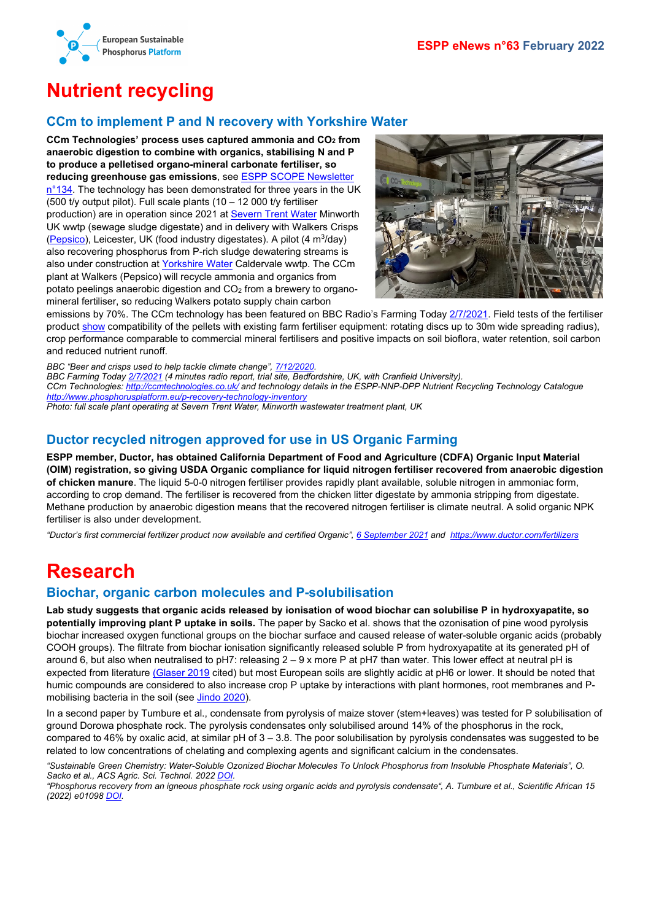# Nutrient recycling

## CCm to implement P and N recovery with Yorkshire Water

**CCm Technologies' process uses captured ammonia and $CO_2$ from anaerobic digestion to combine with organics, stabilising N and P to produce a pelletised organo-mineral carbonate fertiliser, so reducing greenhouse gas emissions**, see ESPP SCOPE Newsletter n°134. The technology has been demonstrated for three years in the UK (500 t/y output pilot). Full scale plants (10 – 12 000 t/y fertiliser production) are in operation since 2021 at Severn Trent Water Minworth UK wwtp (sewage sludge digestate) and in delivery with Walkers Crisps (Pepsico), Leicester, UK (food industry digestates). A pilot (4 $m^3$/day) also recovering phosphorus from P-rich sludge dewatering streams is also under construction at Yorkshire Water Caldervale wwtp. The CCm plant at Walkers (Pepsico) will recycle ammonia and organics from potato peelings anaerobic digestion and $CO_2$ from a brewery to organo-mineral fertiliser, so reducing Walkers potato supply chain carbon emissions by 70%. The CCm technology has been featured on BBC Radio's Farming Today 2/7/2021. Field tests of the fertiliser product show compatibility of the pellets with existing farm fertiliser equipment: rotating discs up to 30m wide spreading radius), crop performance comparable to commercial mineral fertilisers and positive impacts on soil bioflora, water retention, soil carbon and reduced nutrient runoff.

*BBC "Beer and crisps used to help tackle climate change", 7/12/2020.*
*BBC Farming Today 2/7/2021 (4 minutes radio report, trial site, Bedfordshire, UK, with Cranfield University).*
*CCm Technologies: http://ccmtechnologies.co.uk/ and technology details in the ESPP-NNP-DPP Nutrient Recycling Technology Catalogue http://www.phosphorusplatform.eu/p-recovery-technology-inventory*
*Photo: full scale plant operating at Severn Trent Water, Minworth wastewater treatment plant, UK*

## Ductor recycled nitrogen approved for use in US Organic Farming

**ESPP member, Ductor, has obtained California Department of Food and Agriculture (CDFA) Organic Input Material (OIM) registration, so giving USDA Organic compliance for liquid nitrogen fertiliser recovered from anaerobic digestion of chicken manure**. The liquid 5-0-0 nitrogen fertiliser provides rapidly plant available, soluble nitrogen in ammoniac form, according to crop demand. The fertiliser is recovered from the chicken litter digestate by ammonia stripping from digestate. Methane production by anaerobic digestion means that the recovered nitrogen fertiliser is climate neutral. A solid organic NPK fertiliser is also under development.

*"Ductor's first commercial fertilizer product now available and certified Organic", 6 September 2021 and https://www.ductor.com/fertilizers*

# Research

## Biochar, organic carbon molecules and P-solubilisation

**Lab study suggests that organic acids released by ionisation of wood biochar can solubilise P in hydroxyapatite, so potentially improving plant P uptake in soils.** The paper by Sacko et al. shows that the ozonisation of pine wood pyrolysis biochar increased oxygen functional groups on the biochar surface and caused release of water-soluble organic acids (probably COOH groups). The filtrate from biochar ionisation significantly released soluble P from hydroxyapatite at its generated pH of around 6, but also when neutralised to pH7: releasing 2 – 9 x more P at pH7 than water. This lower effect at neutral pH is expected from literature (Glaser 2019 cited) but most European soils are slightly acidic at pH6 or lower. It should be noted that humic compounds are considered to also increase crop P uptake by interactions with plant hormones, root membranes and P-mobilising bacteria in the soil (see Jindo 2020).

In a second paper by Tumbure et al., condensate from pyrolysis of maize stover (stem+leaves) was tested for P solubilisation of ground Dorowa phosphate rock. The pyrolysis condensates only solubilised around 14% of the phosphorus in the rock, compared to 46% by oxalic acid, at similar pH of 3 – 3.8. The poor solubilisation by pyrolysis condensates was suggested to be related to low concentrations of chelating and complexing agents and significant calcium in the condensates.

*"Sustainable Green Chemistry: Water-Soluble Ozonized Biochar Molecules To Unlock Phosphorus from Insoluble Phosphate Materials", O. Sacko et al., ACS Agric. Sci. Technol. 2022 DOI.*
*"Phosphorus recovery from an igneous phosphate rock using organic acids and pyrolysis condensate", A. Tumbure et al., Scientific African 15 (2022) e01098 DOI.*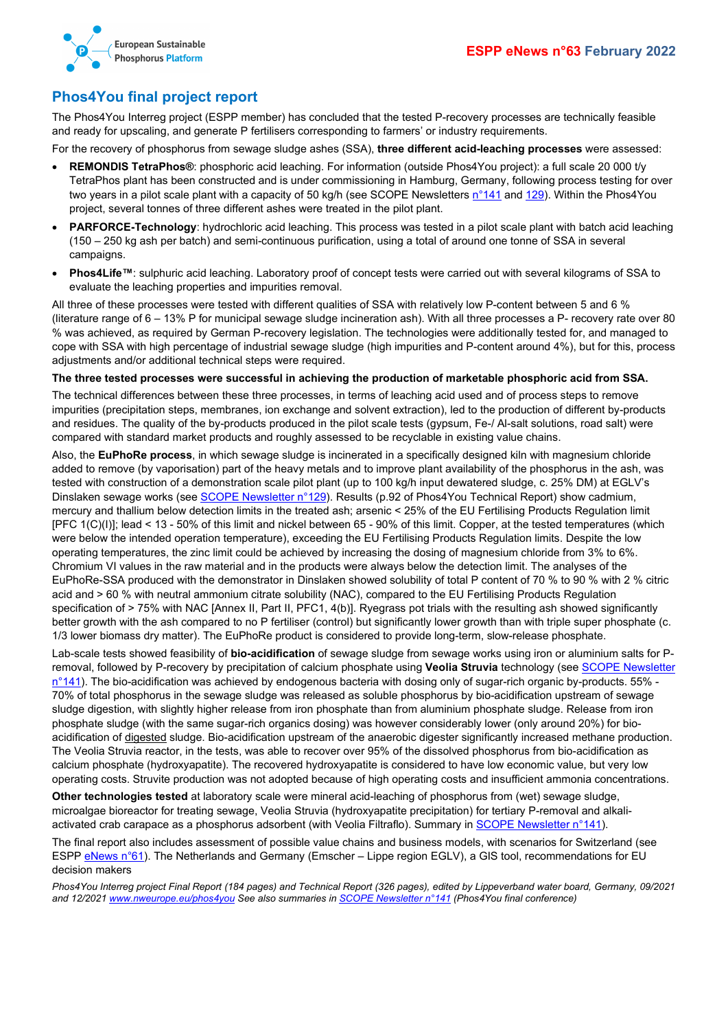## Phos4You final project report

The Phos4You Interreg project (ESPP member) has concluded that the tested P-recovery processes are technically feasible and ready for upscaling, and generate P fertilisers corresponding to farmers' or industry requirements.

For the recovery of phosphorus from sewage sludge ashes (SSA), **three different acid-leaching processes** were assessed:

- **REMONDIS TetraPhos®**: phosphoric acid leaching. For information (outside Phos4You project): a full scale 20 000 t/y TetraPhos plant has been constructed and is under commissioning in Hamburg, Germany, following process testing for over two years in a pilot scale plant with a capacity of 50 kg/h (see SCOPE Newsletters n°141 and 129). Within the Phos4You project, several tonnes of three different ashes were treated in the pilot plant.
- **PARFORCE-Technology**: hydrochloric acid leaching. This process was tested in a pilot scale plant with batch acid leaching (150 – 250 kg ash per batch) and semi-continuous purification, using a total of around one tonne of SSA in several campaigns.
- **Phos4Life™**: sulphuric acid leaching. Laboratory proof of concept tests were carried out with several kilograms of SSA to evaluate the leaching properties and impurities removal.

All three of these processes were tested with different qualities of SSA with relatively low P-content between 5 and 6 % (literature range of 6 – 13% P for municipal sewage sludge incineration ash). With all three processes a P- recovery rate over 80 % was achieved, as required by German P-recovery legislation. The technologies were additionally tested for, and managed to cope with SSA with high percentage of industrial sewage sludge (high impurities and P-content around 4%), but for this, process adjustments and/or additional technical steps were required.

**The three tested processes were successful in achieving the production of marketable phosphoric acid from SSA.**

The technical differences between these three processes, in terms of leaching acid used and of process steps to remove impurities (precipitation steps, membranes, ion exchange and solvent extraction), led to the production of different by-products and residues. The quality of the by-products produced in the pilot scale tests (gypsum, Fe-/ Al-salt solutions, road salt) were compared with standard market products and roughly assessed to be recyclable in existing value chains.

Also, the **EuPhoRe process**, in which sewage sludge is incinerated in a specifically designed kiln with magnesium chloride added to remove (by vaporisation) part of the heavy metals and to improve plant availability of the phosphorus in the ash, was tested with construction of a demonstration scale pilot plant (up to 100 kg/h input dewatered sludge, c. 25% DM) at EGLV's Dinslaken sewage works (see SCOPE Newsletter n°129). Results (p.92 of Phos4You Technical Report) show cadmium, mercury and thallium below detection limits in the treated ash; arsenic < 25% of the EU Fertilising Products Regulation limit [PFC 1(C)(I)]; lead < 13 - 50% of this limit and nickel between 65 - 90% of this limit. Copper, at the tested temperatures (which were below the intended operation temperature), exceeding the EU Fertilising Products Regulation limits. Despite the low operating temperatures, the zinc limit could be achieved by increasing the dosing of magnesium chloride from 3% to 6%. Chromium VI values in the raw material and in the products were always below the detection limit. The analyses of the EuPhoRe-SSA produced with the demonstrator in Dinslaken showed solubility of total P content of 70 % to 90 % with 2 % citric acid and > 60 % with neutral ammonium citrate solubility (NAC), compared to the EU Fertilising Products Regulation specification of > 75% with NAC [Annex II, Part II, PFC1, 4(b)]. Ryegrass pot trials with the resulting ash showed significantly better growth with the ash compared to no P fertiliser (control) but significantly lower growth than with triple super phosphate (c. 1/3 lower biomass dry matter). The EuPhoRe product is considered to provide long-term, slow-release phosphate.

Lab-scale tests showed feasibility of **bio-acidification** of sewage sludge from sewage works using iron or aluminium salts for P-removal, followed by P-recovery by precipitation of calcium phosphate using **Veolia Struvia** technology (see SCOPE Newsletter n°141). The bio-acidification was achieved by endogenous bacteria with dosing only of sugar-rich organic by-products. 55% - 70% of total phosphorus in the sewage sludge was released as soluble phosphorus by bio-acidification upstream of sewage sludge digestion, with slightly higher release from iron phosphate than from aluminium phosphate sludge. Release from iron phosphate sludge (with the same sugar-rich organics dosing) was however considerably lower (only around 20%) for bio-acidification of digested sludge. Bio-acidification upstream of the anaerobic digester significantly increased methane production. The Veolia Struvia reactor, in the tests, was able to recover over 95% of the dissolved phosphorus from bio-acidification as calcium phosphate (hydroxyapatite). The recovered hydroxyapatite is considered to have low economic value, but very low operating costs. Struvite production was not adopted because of high operating costs and insufficient ammonia concentrations.

**Other technologies tested** at laboratory scale were mineral acid-leaching of phosphorus from (wet) sewage sludge, microalgae bioreactor for treating sewage, Veolia Struvia (hydroxyapatite precipitation) for tertiary P-removal and alkali-activated crab carapace as a phosphorus adsorbent (with Veolia Filtraflo). Summary in SCOPE Newsletter n°141).

The final report also includes assessment of possible value chains and business models, with scenarios for Switzerland (see ESPP eNews n°61). The Netherlands and Germany (Emscher – Lippe region EGLV), a GIS tool, recommendations for EU decision makers

*Phos4You Interreg project Final Report (184 pages) and Technical Report (326 pages), edited by Lippeverband water board, Germany, 09/2021 and 12/2021 www.nweurope.eu/phos4you See also summaries in SCOPE Newsletter n°141 (Phos4You final conference)*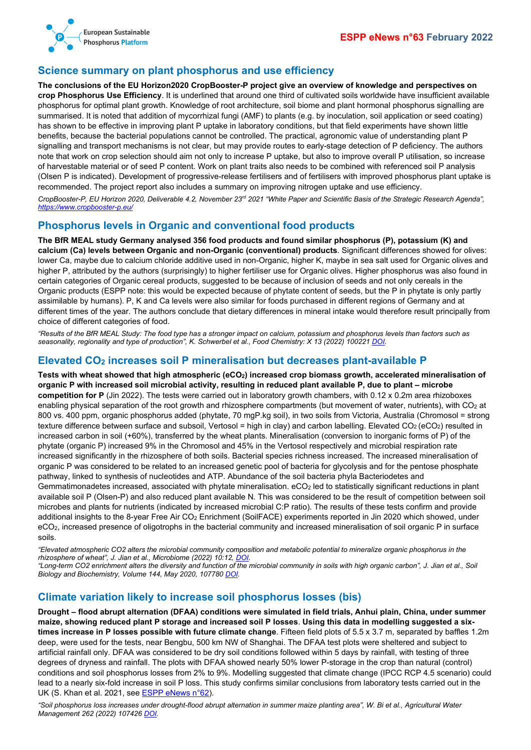## Science summary on plant phosphorus and use efficiency

**The conclusions of the EU Horizon2020 CropBooster-P project give an overview of knowledge and perspectives on crop Phosphorus Use Efficiency**. It is underlined that around one third of cultivated soils worldwide have insufficient available phosphorus for optimal plant growth. Knowledge of root architecture, soil biome and plant hormonal phosphorus signalling are summarised. It is noted that addition of mycorrhizal fungi (AMF) to plants (e.g. by inoculation, soil application or seed coating) has shown to be effective in improving plant P uptake in laboratory conditions, but that field experiments have shown little benefits, because the bacterial populations cannot be controlled. The practical, agronomic value of understanding plant P signalling and transport mechanisms is not clear, but may provide routes to early-stage detection of P deficiency. The authors note that work on crop selection should aim not only to increase P uptake, but also to improve overall P utilisation, so increase of harvestable material or of seed P content. Work on plant traits also needs to be combined with referenced soil P analysis (Olsen P is indicated). Development of progressive-release fertilisers and of fertilisers with improved phosphorus plant uptake is recommended. The project report also includes a summary on improving nitrogen uptake and use efficiency.

*CropBooster-P, EU Horizon 2020, Deliverable 4.2, November 23rd 2021 "White Paper and Scientific Basis of the Strategic Research Agenda", https://www.cropbooster-p.eu/*

## Phosphorus levels in Organic and conventional food products

**The BfR MEAL study Germany analysed 356 food products and found similar phosphorus (P), potassium (K) and calcium (Ca) levels between Organic and non-Organic (conventional) products**. Significant differences showed for olives: lower Ca, maybe due to calcium chloride additive used in non-Organic, higher K, maybe in sea salt used for Organic olives and higher P, attributed by the authors (surprisingly) to higher fertiliser use for Organic olives. Higher phosphorus was also found in certain categories of Organic cereal products, suggested to be because of inclusion of seeds and not only cereals in the Organic products (ESPP note: this would be expected because of phytate content of seeds, but the P in phytate is only partly assimilable by humans). P, K and Ca levels were also similar for foods purchased in different regions of Germany and at different times of the year. The authors conclude that dietary differences in mineral intake would therefore result principally from choice of different categories of food.

*"Results of the BfR MEAL Study: The food type has a stronger impact on calcium, potassium and phosphorus levels than factors such as seasonality, regionality and type of production", K. Schwerbel et al., Food Chemistry: X 13 (2022) 100221 DOI.*

## Elevated $CO_2$ increases soil P mineralisation but decreases plant-available P

**Tests with wheat showed that high atmospheric ($eCO_2$) increased crop biomass growth, accelerated mineralisation of organic P with increased soil microbial activity, resulting in reduced plant available P, due to plant – microbe competition for P** (Jin 2022). The tests were carried out in laboratory growth chambers, with 0.12 x 0.2m area rhizoboxes enabling physical separation of the root growth and rhizosphere compartments (but movement of water, nutrients), with $CO_2$ at 800 vs. 400 ppm, organic phosphorus added (phytate, 70 mgP.kg soil), in two soils from Victoria, Australia (Chromosol = strong texture difference between surface and subsoil, Vertosol = high in clay) and carbon labelling. Elevated $CO_2$ ($eCO_2$) resulted in increased carbon in soil (+60%), transferred by the wheat plants. Mineralisation (conversion to inorganic forms of P) of the phytate (organic P) increased 9% in the Chromosol and 45% in the Vertosol respectively and microbial respiration rate increased significantly in the rhizosphere of both soils. Bacterial species richness increased. The increased mineralisation of organic P was considered to be related to an increased genetic pool of bacteria for glycolysis and for the pentose phosphate pathway, linked to synthesis of nucleotides and ATP. Abundance of the soil bacteria phyla Bacteriodetes and Gemmatimonadetes increased, associated with phytate mineralisation. $eCO_2$ led to statistically significant reductions in plant available soil P (Olsen-P) and also reduced plant available N. This was considered to be the result of competition between soil microbes and plants for nutrients (indicated by increased microbial C:P ratio). The results of these tests confirm and provide additional insights to the 8-year Free Air $CO_2$ Enrichment (SoilFACE) experiments reported in Jin 2020 which showed, under $eCO_2$, increased presence of oligotrophs in the bacterial community and increased mineralisation of soil organic P in surface soils.

*"Elevated atmospheric CO2 alters the microbial community composition and metabolic potential to mineralize organic phosphorus in the rhizosphere of wheat", J. Jian et al., Microbiome (2022) 10:12, DOI.*
*"Long-term CO2 enrichment alters the diversity and function of the microbial community in soils with high organic carbon", J. Jian et al., Soil Biology and Biochemistry, Volume 144, May 2020, 107780 DOI.*

## Climate variation likely to increase soil phosphorus losses (bis)

**Drought – flood abrupt alternation (DFAA) conditions were simulated in field trials, Anhui plain, China, under summer maize, showing reduced plant P storage and increased soil P losses**. **Using this data in modelling suggested a six-times increase in P losses possible with future climate change**. Fifteen field plots of 5.5 x 3.7 m, separated by baffles 1.2m deep, were used for the tests, near Bengbu, 500 km NW of Shanghai. The DFAA test plots were sheltered and subject to artificial rainfall only. DFAA was considered to be dry soil conditions followed within 5 days by rainfall, with testing of three degrees of dryness and rainfall. The plots with DFAA showed nearly 50% lower P-storage in the crop than natural (control) conditions and soil phosphorus losses from 2% to 9%. Modelling suggested that climate change (IPCC RCP 4.5 scenario) could lead to a nearly six-fold increase in soil P loss. This study confirms similar conclusions from laboratory tests carried out in the UK (S. Khan et al. 2021, see ESPP eNews n°62).

*"Soil phosphorus loss increases under drought-flood abrupt alternation in summer maize planting area", W. Bi et al., Agricultural Water Management 262 (2022) 107426 DOI.*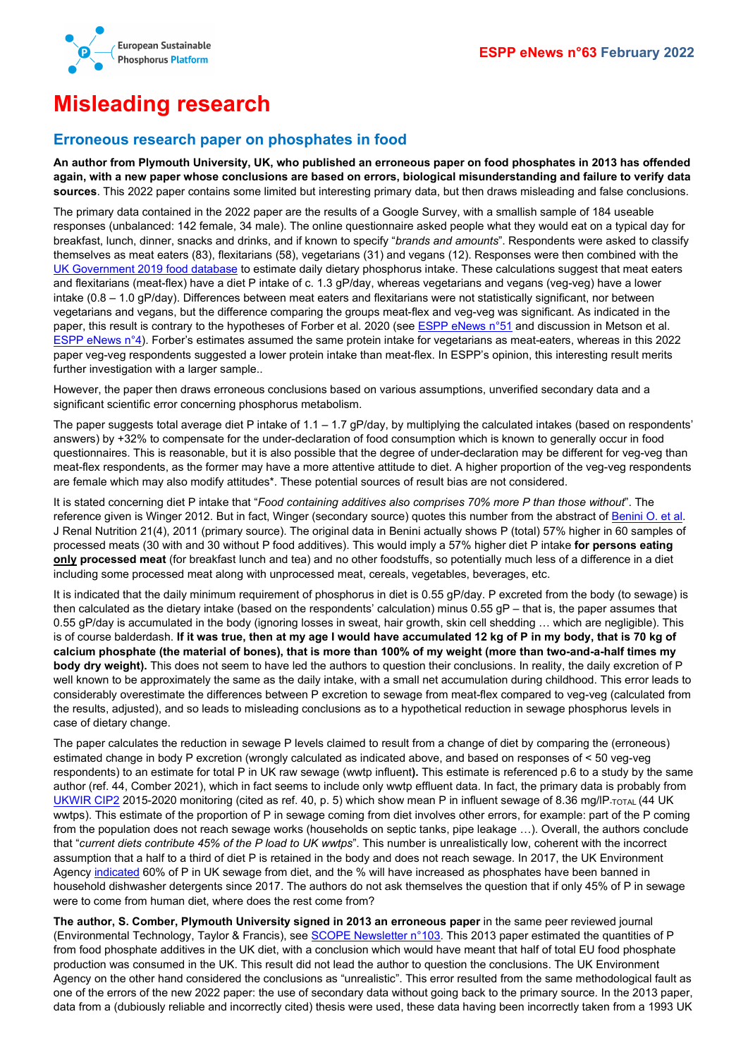# Misleading research

## Erroneous research paper on phosphates in food

**An author from Plymouth University, UK, who published an erroneous paper on food phosphates in 2013 has offended again, with a new paper whose conclusions are based on errors, biological misunderstanding and failure to verify data sources**. This 2022 paper contains some limited but interesting primary data, but then draws misleading and false conclusions.

The primary data contained in the 2022 paper are the results of a Google Survey, with a smallish sample of 184 useable responses (unbalanced: 142 female, 34 male). The online questionnaire asked people what they would eat on a typical day for breakfast, lunch, dinner, snacks and drinks, and if known to specify "*brands and amounts*". Respondents were asked to classify themselves as meat eaters (83), flexitarians (58), vegetarians (31) and vegans (12). Responses were then combined with the UK Government 2019 food database to estimate daily dietary phosphorus intake. These calculations suggest that meat eaters and flexitarians (meat-flex) have a diet P intake of c. 1.3 gP/day, whereas vegetarians and vegans (veg-veg) have a lower intake (0.8 – 1.0 gP/day). Differences between meat eaters and flexitarians were not statistically significant, nor between vegetarians and vegans, but the difference comparing the groups meat-flex and veg-veg was significant. As indicated in the paper, this result is contrary to the hypotheses of Forber et al. 2020 (see ESPP eNews n°51 and discussion in Metson et al. ESPP eNews n°4). Forber's estimates assumed the same protein intake for vegetarians as meat-eaters, whereas in this 2022 paper veg-veg respondents suggested a lower protein intake than meat-flex. In ESPP's opinion, this interesting result merits further investigation with a larger sample..

However, the paper then draws erroneous conclusions based on various assumptions, unverified secondary data and a significant scientific error concerning phosphorus metabolism.

The paper suggests total average diet P intake of 1.1 – 1.7 gP/day, by multiplying the calculated intakes (based on respondents' answers) by +32% to compensate for the under-declaration of food consumption which is known to generally occur in food questionnaires. This is reasonable, but it is also possible that the degree of under-declaration may be different for veg-veg than meat-flex respondents, as the former may have a more attentive attitude to diet. A higher proportion of the veg-veg respondents are female which may also modify attitudes*. These potential sources of result bias are not considered.

It is stated concerning diet P intake that "*Food containing additives also comprises 70% more P than those without*". The reference given is Winger 2012. But in fact, Winger (secondary source) quotes this number from the abstract of Benini O. et al. J Renal Nutrition 21(4), 2011 (primary source). The original data in Benini actually shows P (total) 57% higher in 60 samples of processed meats (30 with and 30 without P food additives). This would imply a 57% higher diet P intake **for persons eating <u>only</u> processed meat** (for breakfast lunch and tea) and no other foodstuffs, so potentially much less of a difference in a diet including some processed meat along with unprocessed meat, cereals, vegetables, beverages, etc.

It is indicated that the daily minimum requirement of phosphorus in diet is 0.55 gP/day. P excreted from the body (to sewage) is then calculated as the dietary intake (based on the respondents' calculation) minus 0.55 gP – that is, the paper assumes that 0.55 gP/day is accumulated in the body (ignoring losses in sweat, hair growth, skin cell shedding … which are negligible). This is of course balderdash. **If it was true, then at my age I would have accumulated 12 kg of P in my body, that is 70 kg of calcium phosphate (the material of bones), that is more than 100% of my weight (more than two-and-a-half times my body dry weight).** This does not seem to have led the authors to question their conclusions. In reality, the daily excretion of P well known to be approximately the same as the daily intake, with a small net accumulation during childhood. This error leads to considerably overestimate the differences between P excretion to sewage from meat-flex compared to veg-veg (calculated from the results, adjusted), and so leads to misleading conclusions as to a hypothetical reduction in sewage phosphorus levels in case of dietary change.

The paper calculates the reduction in sewage P levels claimed to result from a change of diet by comparing the (erroneous) estimated change in body P excretion (wrongly calculated as indicated above, and based on responses of < 50 veg-veg respondents) to an estimate for total P in UK raw sewage (wwtp influent**)**. This estimate is referenced p.6 to a study by the same author (ref. 44, Comber 2021), which in fact seems to include only wwtp effluent data. In fact, the primary data is probably from UKWIR CIP2 2015-2020 monitoring (cited as ref. 40, p. 5) which show mean P in influent sewage of 8.36 mg/lP$_{TOTAL}$ (44 UK wwtps). This estimate of the proportion of P in sewage coming from diet involves other errors, for example: part of the P coming from the population does not reach sewage works (households on septic tanks, pipe leakage …). Overall, the authors conclude that "*current diets contribute 45% of the P load to UK wwtps*". This number is unrealistically low, coherent with the incorrect assumption that a half to a third of diet P is retained in the body and does not reach sewage. In 2017, the UK Environment Agency indicated 60% of P in UK sewage from diet, and the % will have increased as phosphates have been banned in household dishwasher detergents since 2017. The authors do not ask themselves the question that if only 45% of P in sewage were to come from human diet, where does the rest come from?

**The author, S. Comber, Plymouth University signed in 2013 an erroneous paper** in the same peer reviewed journal (Environmental Technology, Taylor & Francis), see SCOPE Newsletter n°103. This 2013 paper estimated the quantities of P from food phosphate additives in the UK diet, with a conclusion which would have meant that half of total EU food phosphate production was consumed in the UK. This result did not lead the author to question the conclusions. The UK Environment Agency on the other hand considered the conclusions as "unrealistic". This error resulted from the same methodological fault as one of the errors of the new 2022 paper: the use of secondary data without going back to the primary source. In the 2013 paper, data from a (dubiously reliable and incorrectly cited) thesis were used, these data having been incorrectly taken from a 1993 UK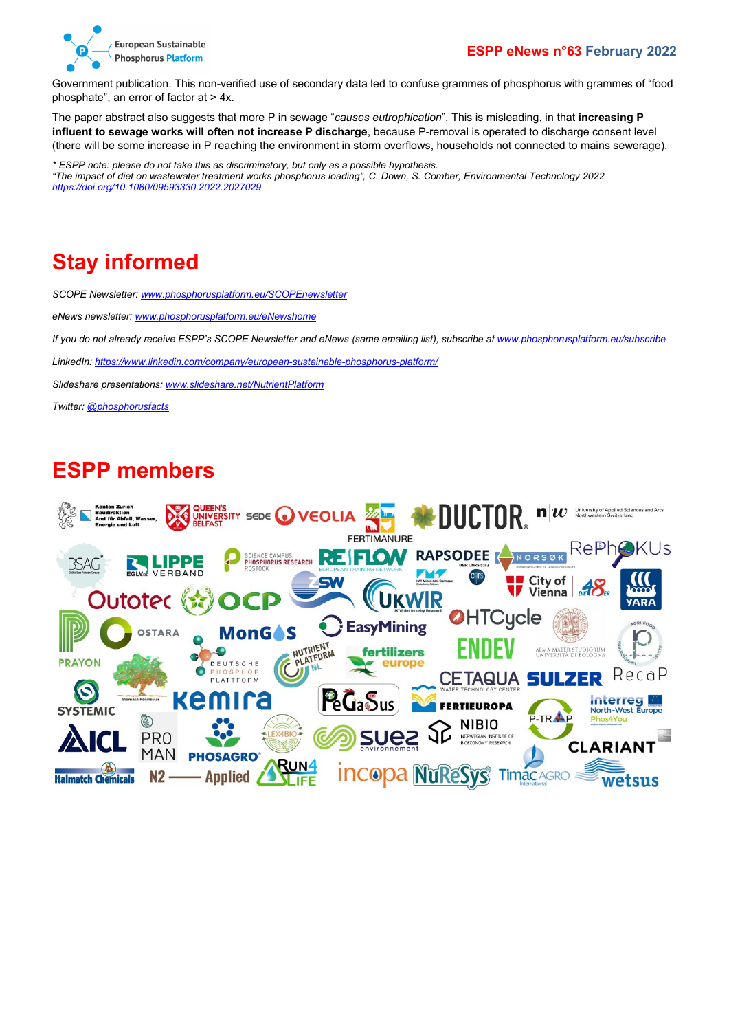Government publication. This non-verified use of secondary data led to confuse grammes of phosphorus with grammes of "food phosphate", an error of factor at > 4x.

The paper abstract also suggests that more P in sewage "*causes eutrophication*". This is misleading, in that **increasing P influent to sewage works will often not increase P discharge**, because P-removal is operated to discharge consent level (there will be some increase in P reaching the environment in storm overflows, households not connected to mains sewerage).

*\* ESPP note: please do not take this as discriminatory, but only as a possible hypothesis.*
*"The impact of diet on wastewater treatment works phosphorus loading", C. Down, S. Comber, Environmental Technology 2022*
*https://doi.org/10.1080/09593330.2022.2027029*

# Stay informed

*SCOPE Newsletter: www.phosphorusplatform.eu/SCOPEnewsletter*

*eNews newsletter: www.phosphorusplatform.eu/eNewshome*

*If you do not already receive ESPP's SCOPE Newsletter and eNews (same emailing list), subscribe at www.phosphorusplatform.eu/subscribe*

*LinkedIn: https://www.linkedin.com/company/european-sustainable-phosphorus-platform/*

*Slideshare presentations: www.slideshare.net/NutrientPlatform*

*Twitter: @phosphorusfacts*

# ESPP members